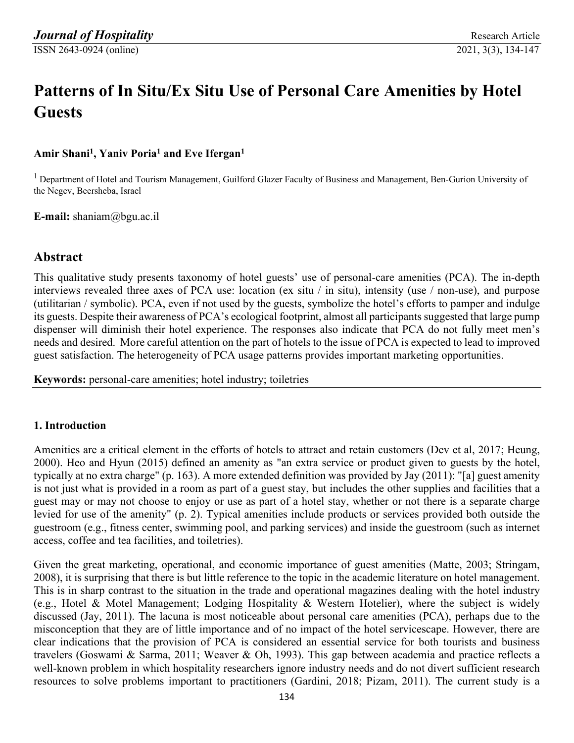# Patterns of In Situ/Ex Situ Use of Personal Care Amenities by Hotel Guests

**Amir Shani[1], Yaniv Poria[1] and Eve Ifergan[1]**

[1] Department of Hotel and Tourism Management, Guilford Glazer Faculty of Business and Management, Ben-Gurion University of the Negev, Beersheba, Israel

**E-mail:** shaniam@bgu.ac.il

## Abstract

This qualitative study presents taxonomy of hotel guests' use of personal-care amenities (PCA). The in-depth interviews revealed three axes of PCA use: location (ex situ / in situ), intensity (use / non-use), and purpose (utilitarian / symbolic). PCA, even if not used by the guests, symbolize the hotel's efforts to pamper and indulge its guests. Despite their awareness of PCA's ecological footprint, almost all participants suggested that large pump dispenser will diminish their hotel experience. The responses also indicate that PCA do not fully meet men's needs and desired. More careful attention on the part of hotels to the issue of PCA is expected to lead to improved guest satisfaction. The heterogeneity of PCA usage patterns provides important marketing opportunities.

**Keywords:** personal-care amenities; hotel industry; toiletries

### 1. Introduction

Amenities are a critical element in the efforts of hotels to attract and retain customers (Dev et al, 2017; Heung, 2000). Heo and Hyun (2015) defined an amenity as "an extra service or product given to guests by the hotel, typically at no extra charge" (p. 163). A more extended definition was provided by Jay (2011): "[a] guest amenity is not just what is provided in a room as part of a guest stay, but includes the other supplies and facilities that a guest may or may not choose to enjoy or use as part of a hotel stay, whether or not there is a separate charge levied for use of the amenity" (p. 2). Typical amenities include products or services provided both outside the guestroom (e.g., fitness center, swimming pool, and parking services) and inside the guestroom (such as internet access, coffee and tea facilities, and toiletries).

Given the great marketing, operational, and economic importance of guest amenities (Matte, 2003; Stringam, 2008), it is surprising that there is but little reference to the topic in the academic literature on hotel management. This is in sharp contrast to the situation in the trade and operational magazines dealing with the hotel industry (e.g., Hotel & Motel Management; Lodging Hospitality & Western Hotelier), where the subject is widely discussed (Jay, 2011). The lacuna is most noticeable about personal care amenities (PCA), perhaps due to the misconception that they are of little importance and of no impact of the hotel servicescape. However, there are clear indications that the provision of PCA is considered an essential service for both tourists and business travelers (Goswami & Sarma, 2011; Weaver & Oh, 1993). This gap between academia and practice reflects a well-known problem in which hospitality researchers ignore industry needs and do not divert sufficient research resources to solve problems important to practitioners (Gardini, 2018; Pizam, 2011). The current study is a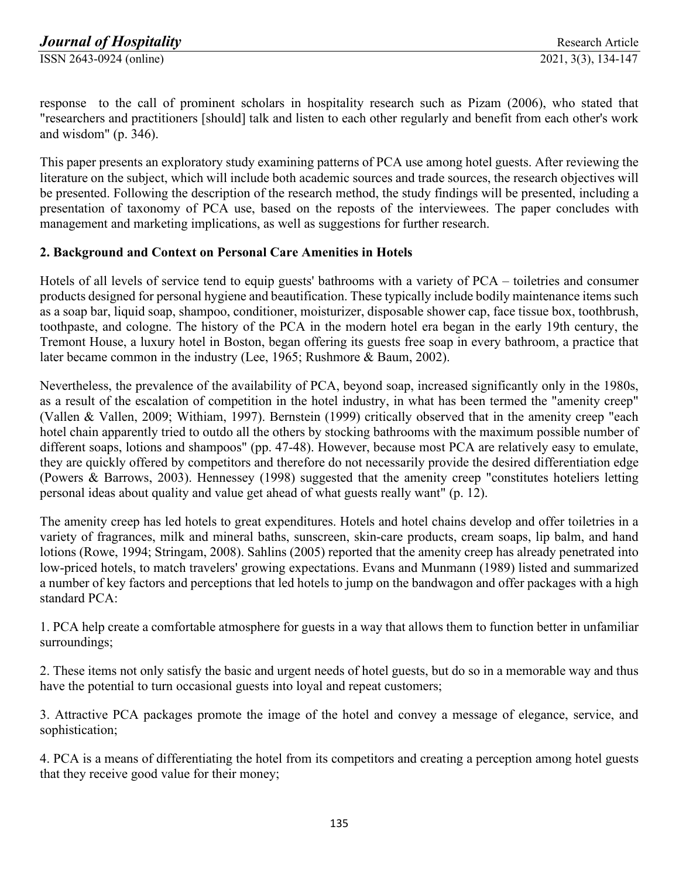response to the call of prominent scholars in hospitality research such as Pizam (2006), who stated that "researchers and practitioners [should] talk and listen to each other regularly and benefit from each other's work and wisdom" (p. 346).

This paper presents an exploratory study examining patterns of PCA use among hotel guests. After reviewing the literature on the subject, which will include both academic sources and trade sources, the research objectives will be presented. Following the description of the research method, the study findings will be presented, including a presentation of taxonomy of PCA use, based on the reposts of the interviewees. The paper concludes with management and marketing implications, as well as suggestions for further research.

## 2. Background and Context on Personal Care Amenities in Hotels

Hotels of all levels of service tend to equip guests' bathrooms with a variety of PCA – toiletries and consumer products designed for personal hygiene and beautification. These typically include bodily maintenance items such as a soap bar, liquid soap, shampoo, conditioner, moisturizer, disposable shower cap, face tissue box, toothbrush, toothpaste, and cologne. The history of the PCA in the modern hotel era began in the early 19th century, the Tremont House, a luxury hotel in Boston, began offering its guests free soap in every bathroom, a practice that later became common in the industry (Lee, 1965; Rushmore & Baum, 2002).

Nevertheless, the prevalence of the availability of PCA, beyond soap, increased significantly only in the 1980s, as a result of the escalation of competition in the hotel industry, in what has been termed the "amenity creep" (Vallen & Vallen, 2009; Withiam, 1997). Bernstein (1999) critically observed that in the amenity creep "each hotel chain apparently tried to outdo all the others by stocking bathrooms with the maximum possible number of different soaps, lotions and shampoos" (pp. 47-48). However, because most PCA are relatively easy to emulate, they are quickly offered by competitors and therefore do not necessarily provide the desired differentiation edge (Powers & Barrows, 2003). Hennessey (1998) suggested that the amenity creep "constitutes hoteliers letting personal ideas about quality and value get ahead of what guests really want" (p. 12).

The amenity creep has led hotels to great expenditures. Hotels and hotel chains develop and offer toiletries in a variety of fragrances, milk and mineral baths, sunscreen, skin-care products, cream soaps, lip balm, and hand lotions (Rowe, 1994; Stringam, 2008). Sahlins (2005) reported that the amenity creep has already penetrated into low-priced hotels, to match travelers' growing expectations. Evans and Munmann (1989) listed and summarized a number of key factors and perceptions that led hotels to jump on the bandwagon and offer packages with a high standard PCA:

1. PCA help create a comfortable atmosphere for guests in a way that allows them to function better in unfamiliar surroundings;

2. These items not only satisfy the basic and urgent needs of hotel guests, but do so in a memorable way and thus have the potential to turn occasional guests into loyal and repeat customers;

3. Attractive PCA packages promote the image of the hotel and convey a message of elegance, service, and sophistication;

4. PCA is a means of differentiating the hotel from its competitors and creating a perception among hotel guests that they receive good value for their money;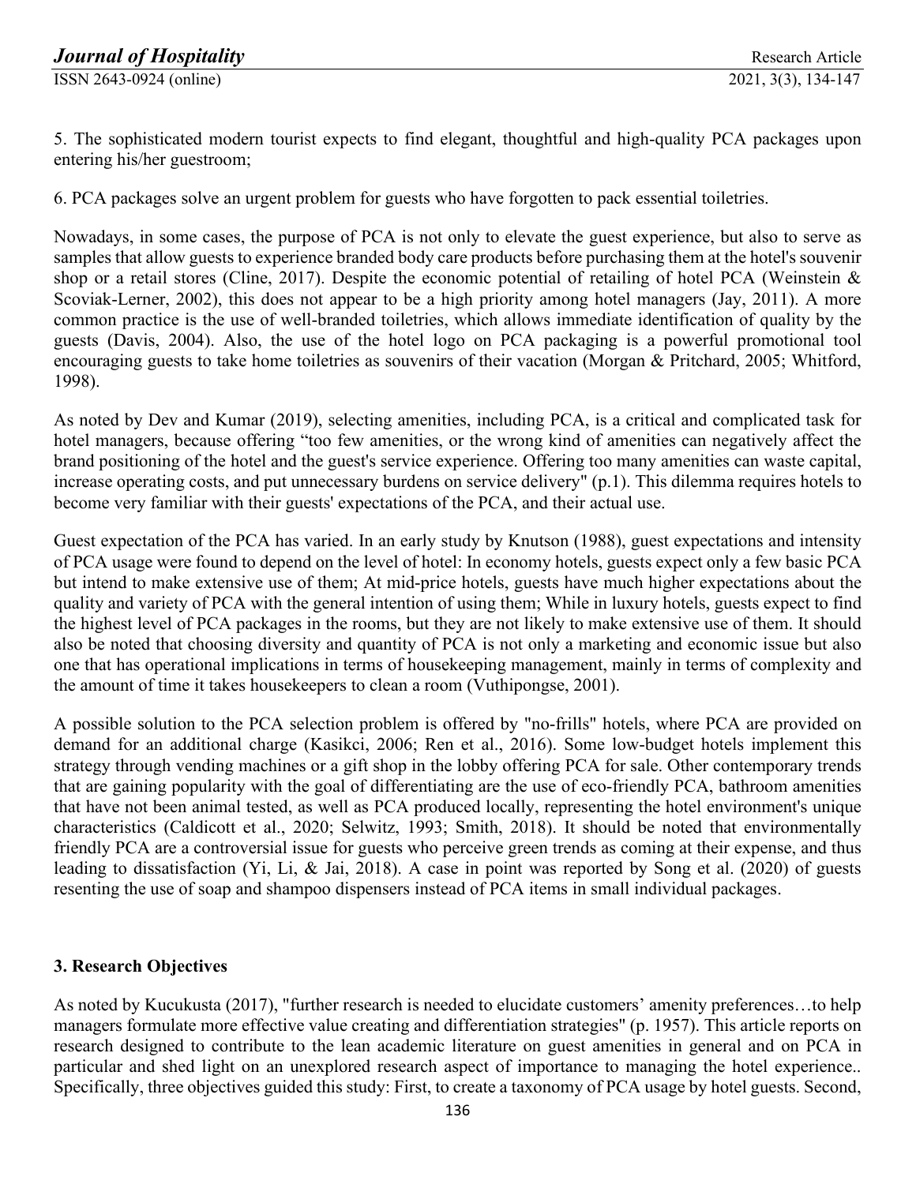5. The sophisticated modern tourist expects to find elegant, thoughtful and high-quality PCA packages upon entering his/her guestroom;

6. PCA packages solve an urgent problem for guests who have forgotten to pack essential toiletries.

Nowadays, in some cases, the purpose of PCA is not only to elevate the guest experience, but also to serve as samples that allow guests to experience branded body care products before purchasing them at the hotel's souvenir shop or a retail stores (Cline, 2017). Despite the economic potential of retailing of hotel PCA (Weinstein & Scoviak-Lerner, 2002), this does not appear to be a high priority among hotel managers (Jay, 2011). A more common practice is the use of well-branded toiletries, which allows immediate identification of quality by the guests (Davis, 2004). Also, the use of the hotel logo on PCA packaging is a powerful promotional tool encouraging guests to take home toiletries as souvenirs of their vacation (Morgan & Pritchard, 2005; Whitford, 1998).

As noted by Dev and Kumar (2019), selecting amenities, including PCA, is a critical and complicated task for hotel managers, because offering "too few amenities, or the wrong kind of amenities can negatively affect the brand positioning of the hotel and the guest's service experience. Offering too many amenities can waste capital, increase operating costs, and put unnecessary burdens on service delivery" (p.1). This dilemma requires hotels to become very familiar with their guests' expectations of the PCA, and their actual use.

Guest expectation of the PCA has varied. In an early study by Knutson (1988), guest expectations and intensity of PCA usage were found to depend on the level of hotel: In economy hotels, guests expect only a few basic PCA but intend to make extensive use of them; At mid-price hotels, guests have much higher expectations about the quality and variety of PCA with the general intention of using them; While in luxury hotels, guests expect to find the highest level of PCA packages in the rooms, but they are not likely to make extensive use of them. It should also be noted that choosing diversity and quantity of PCA is not only a marketing and economic issue but also one that has operational implications in terms of housekeeping management, mainly in terms of complexity and the amount of time it takes housekeepers to clean a room (Vuthipongse, 2001).

A possible solution to the PCA selection problem is offered by "no-frills" hotels, where PCA are provided on demand for an additional charge (Kasikci, 2006; Ren et al., 2016). Some low-budget hotels implement this strategy through vending machines or a gift shop in the lobby offering PCA for sale. Other contemporary trends that are gaining popularity with the goal of differentiating are the use of eco-friendly PCA, bathroom amenities that have not been animal tested, as well as PCA produced locally, representing the hotel environment's unique characteristics (Caldicott et al., 2020; Selwitz, 1993; Smith, 2018). It should be noted that environmentally friendly PCA are a controversial issue for guests who perceive green trends as coming at their expense, and thus leading to dissatisfaction (Yi, Li, & Jai, 2018). A case in point was reported by Song et al. (2020) of guests resenting the use of soap and shampoo dispensers instead of PCA items in small individual packages.

## 3. Research Objectives

As noted by Kucukusta (2017), "further research is needed to elucidate customers' amenity preferences…to help managers formulate more effective value creating and differentiation strategies" (p. 1957). This article reports on research designed to contribute to the lean academic literature on guest amenities in general and on PCA in particular and shed light on an unexplored research aspect of importance to managing the hotel experience.. Specifically, three objectives guided this study: First, to create a taxonomy of PCA usage by hotel guests. Second,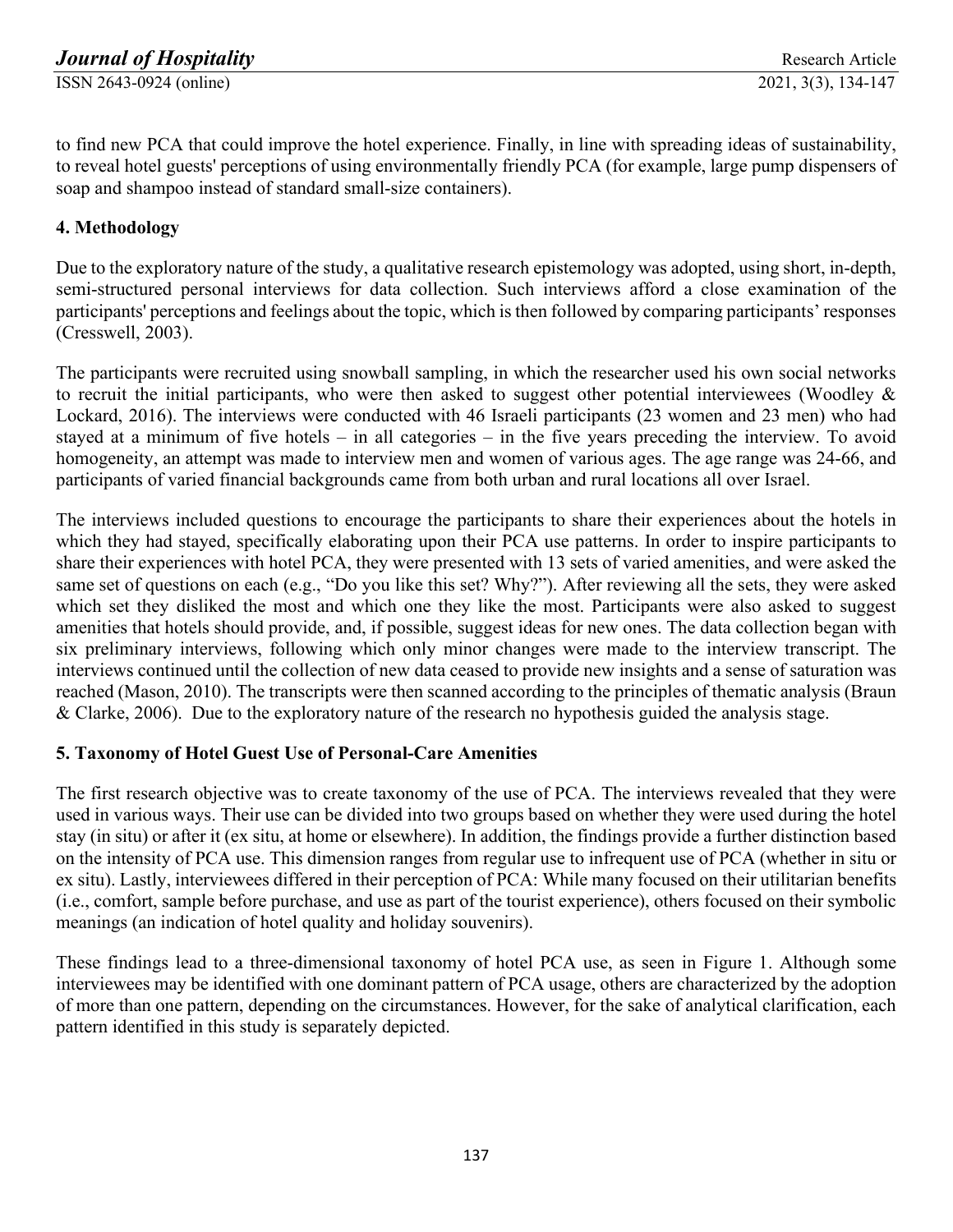to find new PCA that could improve the hotel experience. Finally, in line with spreading ideas of sustainability, to reveal hotel guests' perceptions of using environmentally friendly PCA (for example, large pump dispensers of soap and shampoo instead of standard small-size containers).

## 4. Methodology

Due to the exploratory nature of the study, a qualitative research epistemology was adopted, using short, in-depth, semi-structured personal interviews for data collection. Such interviews afford a close examination of the participants' perceptions and feelings about the topic, which is then followed by comparing participants' responses (Cresswell, 2003).

The participants were recruited using snowball sampling, in which the researcher used his own social networks to recruit the initial participants, who were then asked to suggest other potential interviewees (Woodley & Lockard, 2016). The interviews were conducted with 46 Israeli participants (23 women and 23 men) who had stayed at a minimum of five hotels – in all categories – in the five years preceding the interview. To avoid homogeneity, an attempt was made to interview men and women of various ages. The age range was 24-66, and participants of varied financial backgrounds came from both urban and rural locations all over Israel.

The interviews included questions to encourage the participants to share their experiences about the hotels in which they had stayed, specifically elaborating upon their PCA use patterns. In order to inspire participants to share their experiences with hotel PCA, they were presented with 13 sets of varied amenities, and were asked the same set of questions on each (e.g., "Do you like this set? Why?"). After reviewing all the sets, they were asked which set they disliked the most and which one they like the most. Participants were also asked to suggest amenities that hotels should provide, and, if possible, suggest ideas for new ones. The data collection began with six preliminary interviews, following which only minor changes were made to the interview transcript. The interviews continued until the collection of new data ceased to provide new insights and a sense of saturation was reached (Mason, 2010). The transcripts were then scanned according to the principles of thematic analysis (Braun & Clarke, 2006). Due to the exploratory nature of the research no hypothesis guided the analysis stage.

## 5. Taxonomy of Hotel Guest Use of Personal-Care Amenities

The first research objective was to create taxonomy of the use of PCA. The interviews revealed that they were used in various ways. Their use can be divided into two groups based on whether they were used during the hotel stay (in situ) or after it (ex situ, at home or elsewhere). In addition, the findings provide a further distinction based on the intensity of PCA use. This dimension ranges from regular use to infrequent use of PCA (whether in situ or ex situ). Lastly, interviewees differed in their perception of PCA: While many focused on their utilitarian benefits (i.e., comfort, sample before purchase, and use as part of the tourist experience), others focused on their symbolic meanings (an indication of hotel quality and holiday souvenirs).

These findings lead to a three-dimensional taxonomy of hotel PCA use, as seen in Figure 1. Although some interviewees may be identified with one dominant pattern of PCA usage, others are characterized by the adoption of more than one pattern, depending on the circumstances. However, for the sake of analytical clarification, each pattern identified in this study is separately depicted.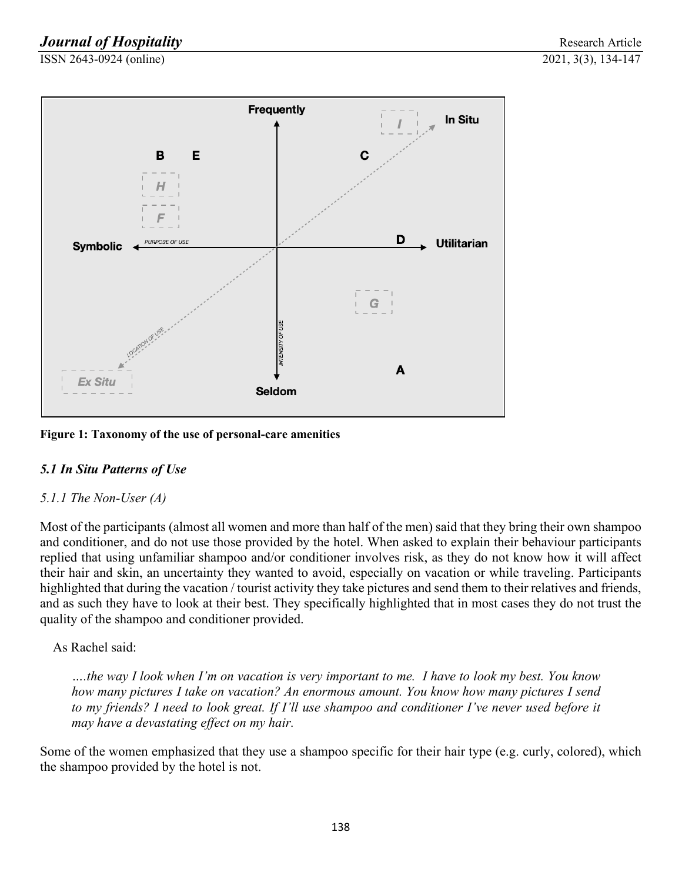Figure 1: Taxonomy of the use of personal-care amenities

### *5.1 In Situ Patterns of Use*

#### *5.1.1 The Non-User (A)*

Most of the participants (almost all women and more than half of the men) said that they bring their own shampoo and conditioner, and do not use those provided by the hotel. When asked to explain their behaviour participants replied that using unfamiliar shampoo and/or conditioner involves risk, as they do not know how it will affect their hair and skin, an uncertainty they wanted to avoid, especially on vacation or while traveling. Participants highlighted that during the vacation / tourist activity they take pictures and send them to their relatives and friends, and as such they have to look at their best. They specifically highlighted that in most cases they do not trust the quality of the shampoo and conditioner provided.

As Rachel said:

> *….the way I look when I'm on vacation is very important to me. I have to look my best. You know how many pictures I take on vacation? An enormous amount. You know how many pictures I send to my friends? I need to look great. If I'll use shampoo and conditioner I've never used before it may have a devastating effect on my hair.*

Some of the women emphasized that they use a shampoo specific for their hair type (e.g. curly, colored), which the shampoo provided by the hotel is not.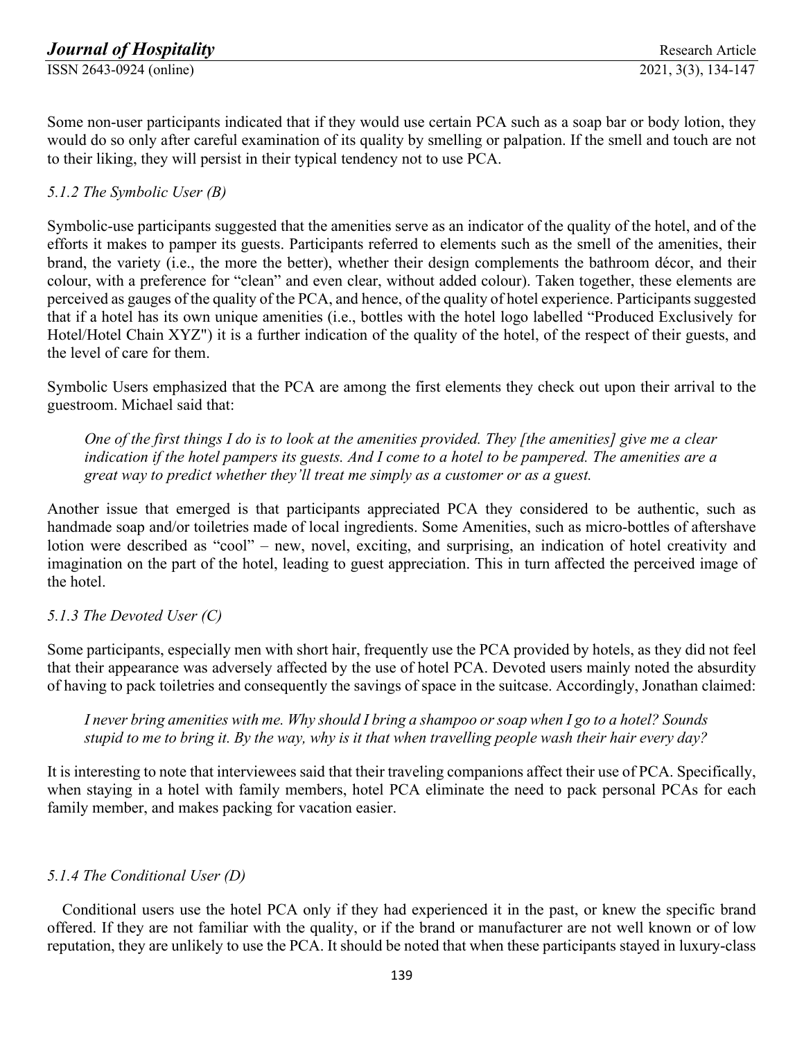Some non-user participants indicated that if they would use certain PCA such as a soap bar or body lotion, they would do so only after careful examination of its quality by smelling or palpation. If the smell and touch are not to their liking, they will persist in their typical tendency not to use PCA.

#### *5.1.2 The Symbolic User (B)*

Symbolic-use participants suggested that the amenities serve as an indicator of the quality of the hotel, and of the efforts it makes to pamper its guests. Participants referred to elements such as the smell of the amenities, their brand, the variety (i.e., the more the better), whether their design complements the bathroom décor, and their colour, with a preference for "clean" and even clear, without added colour). Taken together, these elements are perceived as gauges of the quality of the PCA, and hence, of the quality of hotel experience. Participants suggested that if a hotel has its own unique amenities (i.e., bottles with the hotel logo labelled "Produced Exclusively for Hotel/Hotel Chain XYZ") it is a further indication of the quality of the hotel, of the respect of their guests, and the level of care for them.

Symbolic Users emphasized that the PCA are among the first elements they check out upon their arrival to the guestroom. Michael said that:

> *One of the first things I do is to look at the amenities provided. They [the amenities] give me a clear indication if the hotel pampers its guests. And I come to a hotel to be pampered. The amenities are a great way to predict whether they'll treat me simply as a customer or as a guest.*

Another issue that emerged is that participants appreciated PCA they considered to be authentic, such as handmade soap and/or toiletries made of local ingredients. Some Amenities, such as micro-bottles of aftershave lotion were described as "cool" – new, novel, exciting, and surprising, an indication of hotel creativity and imagination on the part of the hotel, leading to guest appreciation. This in turn affected the perceived image of the hotel.

#### *5.1.3 The Devoted User (C)*

Some participants, especially men with short hair, frequently use the PCA provided by hotels, as they did not feel that their appearance was adversely affected by the use of hotel PCA. Devoted users mainly noted the absurdity of having to pack toiletries and consequently the savings of space in the suitcase. Accordingly, Jonathan claimed:

> *I never bring amenities with me. Why should I bring a shampoo or soap when I go to a hotel? Sounds stupid to me to bring it. By the way, why is it that when travelling people wash their hair every day?*

It is interesting to note that interviewees said that their traveling companions affect their use of PCA. Specifically, when staying in a hotel with family members, hotel PCA eliminate the need to pack personal PCAs for each family member, and makes packing for vacation easier.

#### *5.1.4 The Conditional User (D)*

Conditional users use the hotel PCA only if they had experienced it in the past, or knew the specific brand offered. If they are not familiar with the quality, or if the brand or manufacturer are not well known or of low reputation, they are unlikely to use the PCA. It should be noted that when these participants stayed in luxury-class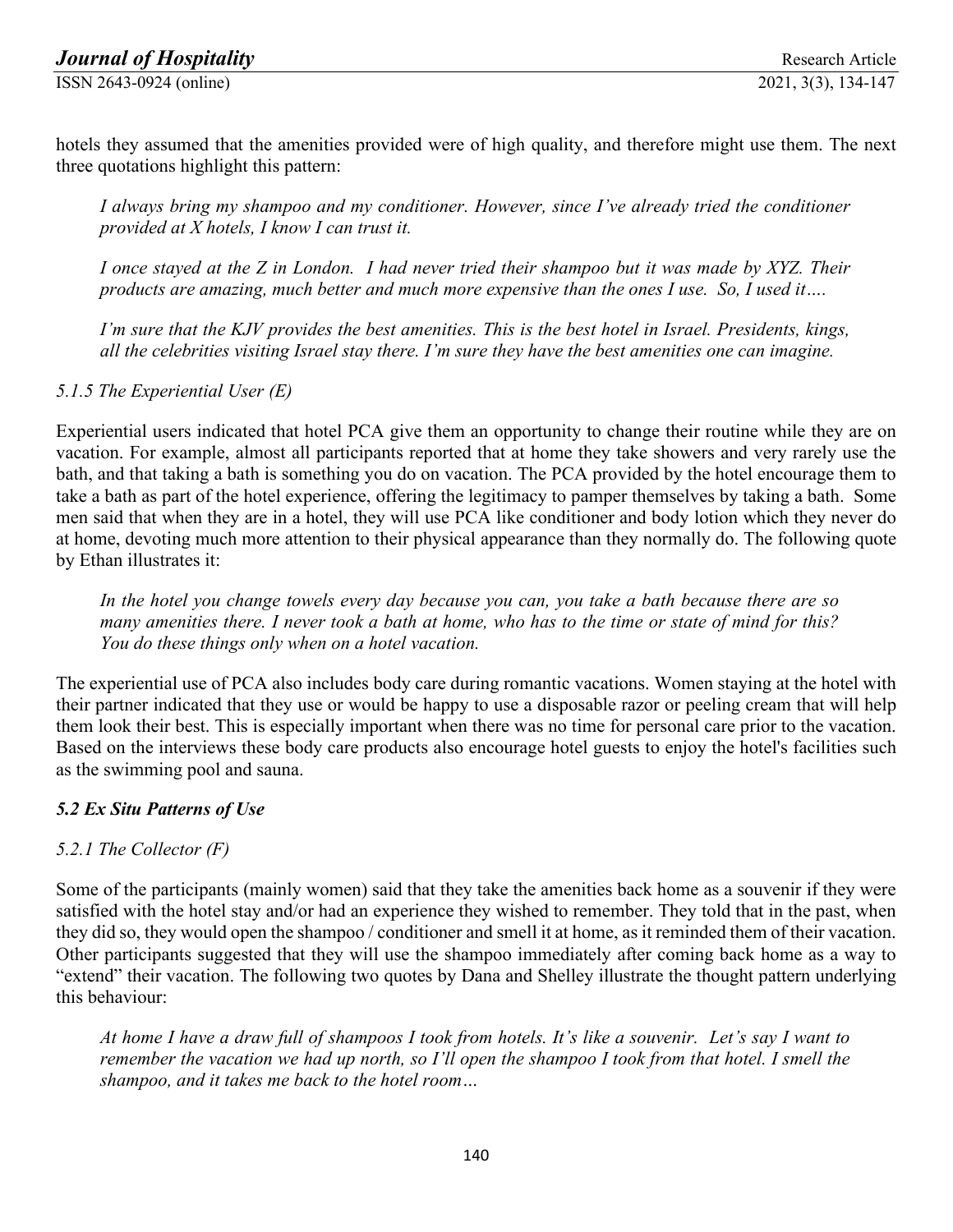hotels they assumed that the amenities provided were of high quality, and therefore might use them. The next three quotations highlight this pattern:

> *I always bring my shampoo and my conditioner. However, since I've already tried the conditioner provided at X hotels, I know I can trust it.*

> *I once stayed at the Z in London. I had never tried their shampoo but it was made by XYZ. Their products are amazing, much better and much more expensive than the ones I use. So, I used it….*

> *I'm sure that the KJV provides the best amenities. This is the best hotel in Israel. Presidents, kings, all the celebrities visiting Israel stay there. I'm sure they have the best amenities one can imagine.*

#### *5.1.5 The Experiential User (E)*

Experiential users indicated that hotel PCA give them an opportunity to change their routine while they are on vacation. For example, almost all participants reported that at home they take showers and very rarely use the bath, and that taking a bath is something you do on vacation. The PCA provided by the hotel encourage them to take a bath as part of the hotel experience, offering the legitimacy to pamper themselves by taking a bath. Some men said that when they are in a hotel, they will use PCA like conditioner and body lotion which they never do at home, devoting much more attention to their physical appearance than they normally do. The following quote by Ethan illustrates it:

> *In the hotel you change towels every day because you can, you take a bath because there are so many amenities there. I never took a bath at home, who has to the time or state of mind for this? You do these things only when on a hotel vacation.*

The experiential use of PCA also includes body care during romantic vacations. Women staying at the hotel with their partner indicated that they use or would be happy to use a disposable razor or peeling cream that will help them look their best. This is especially important when there was no time for personal care prior to the vacation. Based on the interviews these body care products also encourage hotel guests to enjoy the hotel's facilities such as the swimming pool and sauna.

### ***5.2 Ex Situ Patterns of Use***

#### *5.2.1 The Collector (F)*

Some of the participants (mainly women) said that they take the amenities back home as a souvenir if they were satisfied with the hotel stay and/or had an experience they wished to remember. They told that in the past, when they did so, they would open the shampoo / conditioner and smell it at home, as it reminded them of their vacation. Other participants suggested that they will use the shampoo immediately after coming back home as a way to "extend" their vacation. The following two quotes by Dana and Shelley illustrate the thought pattern underlying this behaviour:

> *At home I have a draw full of shampoos I took from hotels. It's like a souvenir. Let's say I want to remember the vacation we had up north, so I'll open the shampoo I took from that hotel. I smell the shampoo, and it takes me back to the hotel room…*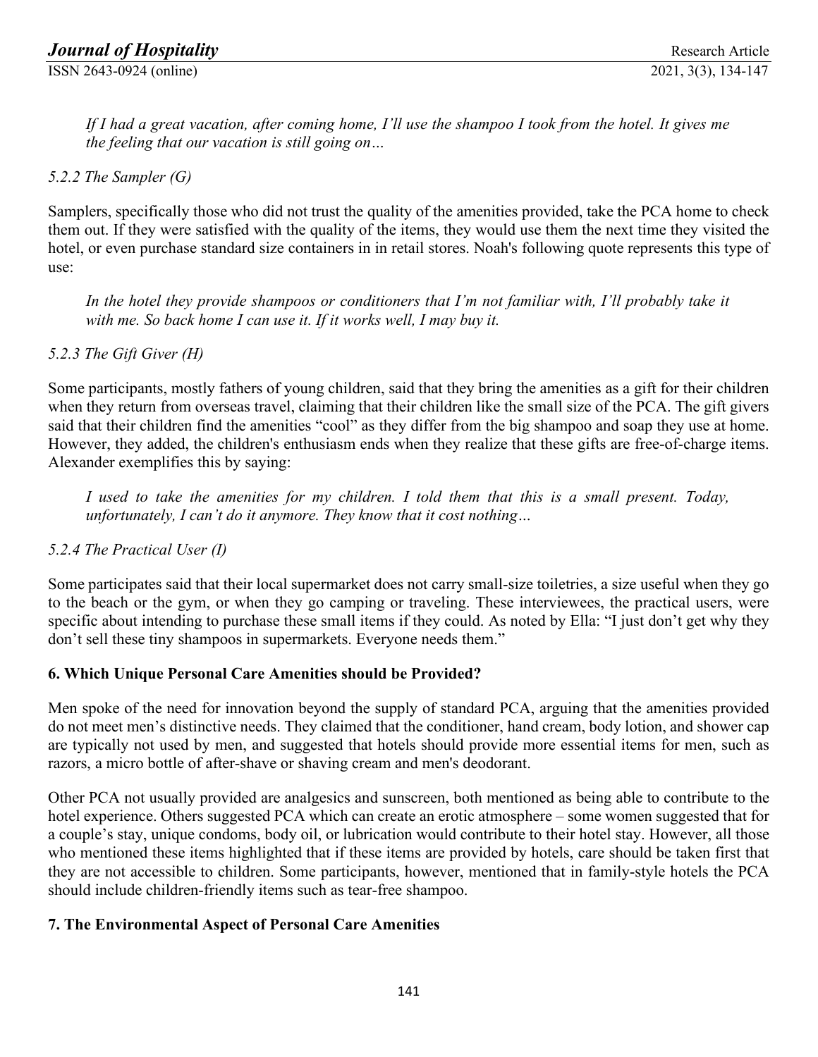*If I had a great vacation, after coming home, I'll use the shampoo I took from the hotel. It gives me the feeling that our vacation is still going on…*

#### *5.2.2 The Sampler (G)*

Samplers, specifically those who did not trust the quality of the amenities provided, take the PCA home to check them out. If they were satisfied with the quality of the items, they would use them the next time they visited the hotel, or even purchase standard size containers in in retail stores. Noah's following quote represents this type of use:

*In the hotel they provide shampoos or conditioners that I'm not familiar with, I'll probably take it with me. So back home I can use it. If it works well, I may buy it.*

#### *5.2.3 The Gift Giver (H)*

Some participants, mostly fathers of young children, said that they bring the amenities as a gift for their children when they return from overseas travel, claiming that their children like the small size of the PCA. The gift givers said that their children find the amenities "cool" as they differ from the big shampoo and soap they use at home. However, they added, the children's enthusiasm ends when they realize that these gifts are free-of-charge items. Alexander exemplifies this by saying:

*I used to take the amenities for my children. I told them that this is a small present. Today, unfortunately, I can't do it anymore. They know that it cost nothing…*

#### *5.2.4 The Practical User (I)*

Some participates said that their local supermarket does not carry small-size toiletries, a size useful when they go to the beach or the gym, or when they go camping or traveling. These interviewees, the practical users, were specific about intending to purchase these small items if they could. As noted by Ella: "I just don't get why they don't sell these tiny shampoos in supermarkets. Everyone needs them."

## 6. Which Unique Personal Care Amenities should be Provided?

Men spoke of the need for innovation beyond the supply of standard PCA, arguing that the amenities provided do not meet men's distinctive needs. They claimed that the conditioner, hand cream, body lotion, and shower cap are typically not used by men, and suggested that hotels should provide more essential items for men, such as razors, a micro bottle of after-shave or shaving cream and men's deodorant.

Other PCA not usually provided are analgesics and sunscreen, both mentioned as being able to contribute to the hotel experience. Others suggested PCA which can create an erotic atmosphere – some women suggested that for a couple's stay, unique condoms, body oil, or lubrication would contribute to their hotel stay. However, all those who mentioned these items highlighted that if these items are provided by hotels, care should be taken first that they are not accessible to children. Some participants, however, mentioned that in family-style hotels the PCA should include children-friendly items such as tear-free shampoo.

## 7. The Environmental Aspect of Personal Care Amenities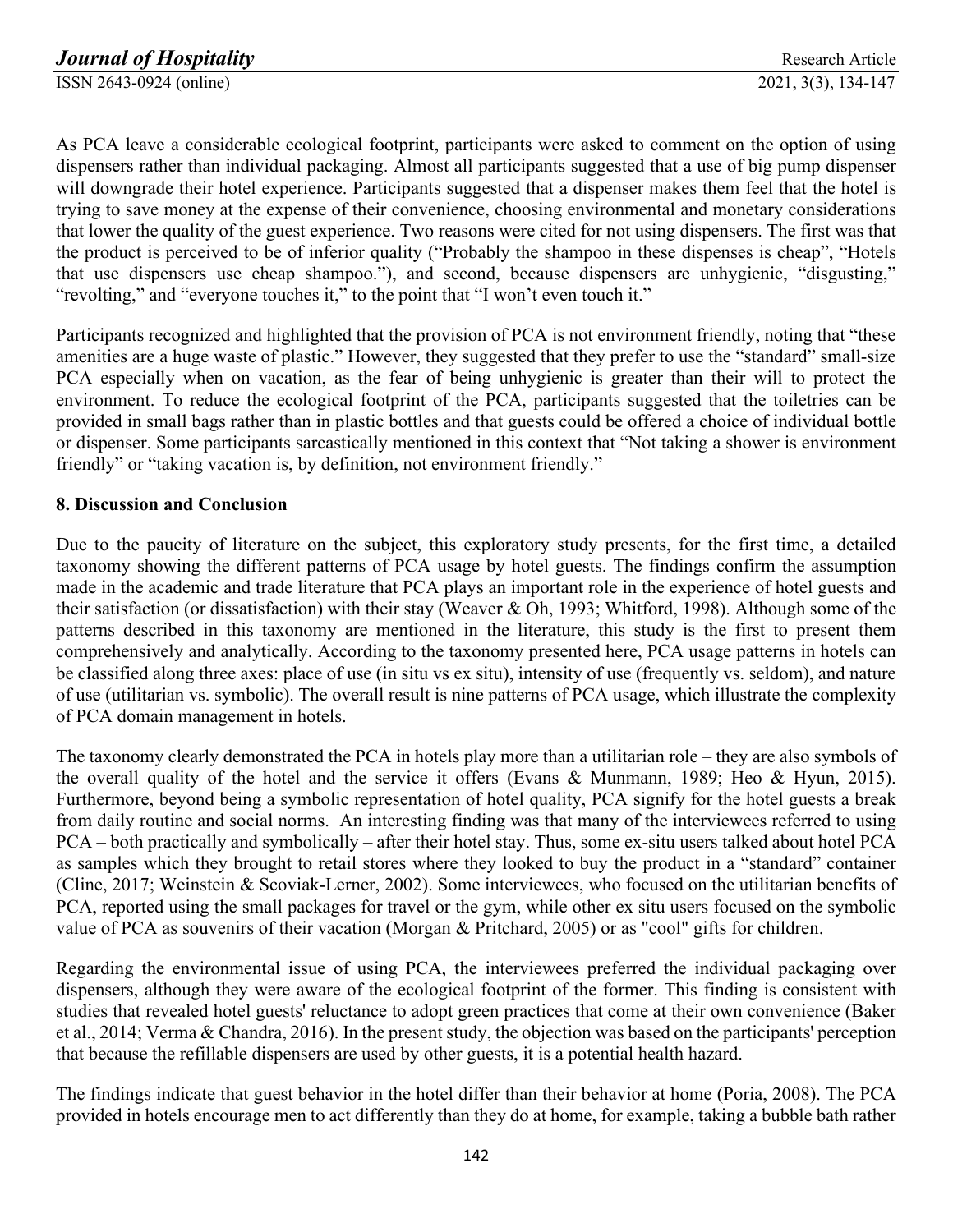As PCA leave a considerable ecological footprint, participants were asked to comment on the option of using dispensers rather than individual packaging. Almost all participants suggested that a use of big pump dispenser will downgrade their hotel experience. Participants suggested that a dispenser makes them feel that the hotel is trying to save money at the expense of their convenience, choosing environmental and monetary considerations that lower the quality of the guest experience. Two reasons were cited for not using dispensers. The first was that the product is perceived to be of inferior quality ("Probably the shampoo in these dispenses is cheap", "Hotels that use dispensers use cheap shampoo."), and second, because dispensers are unhygienic, "disgusting," "revolting," and "everyone touches it," to the point that "I won't even touch it."

Participants recognized and highlighted that the provision of PCA is not environment friendly, noting that "these amenities are a huge waste of plastic." However, they suggested that they prefer to use the "standard" small-size PCA especially when on vacation, as the fear of being unhygienic is greater than their will to protect the environment. To reduce the ecological footprint of the PCA, participants suggested that the toiletries can be provided in small bags rather than in plastic bottles and that guests could be offered a choice of individual bottle or dispenser. Some participants sarcastically mentioned in this context that "Not taking a shower is environment friendly" or "taking vacation is, by definition, not environment friendly."

## 8. Discussion and Conclusion

Due to the paucity of literature on the subject, this exploratory study presents, for the first time, a detailed taxonomy showing the different patterns of PCA usage by hotel guests. The findings confirm the assumption made in the academic and trade literature that PCA plays an important role in the experience of hotel guests and their satisfaction (or dissatisfaction) with their stay (Weaver & Oh, 1993; Whitford, 1998). Although some of the patterns described in this taxonomy are mentioned in the literature, this study is the first to present them comprehensively and analytically. According to the taxonomy presented here, PCA usage patterns in hotels can be classified along three axes: place of use (in situ vs ex situ), intensity of use (frequently vs. seldom), and nature of use (utilitarian vs. symbolic). The overall result is nine patterns of PCA usage, which illustrate the complexity of PCA domain management in hotels.

The taxonomy clearly demonstrated the PCA in hotels play more than a utilitarian role – they are also symbols of the overall quality of the hotel and the service it offers (Evans & Munmann, 1989; Heo & Hyun, 2015). Furthermore, beyond being a symbolic representation of hotel quality, PCA signify for the hotel guests a break from daily routine and social norms. An interesting finding was that many of the interviewees referred to using PCA – both practically and symbolically – after their hotel stay. Thus, some ex-situ users talked about hotel PCA as samples which they brought to retail stores where they looked to buy the product in a "standard" container (Cline, 2017; Weinstein & Scoviak-Lerner, 2002). Some interviewees, who focused on the utilitarian benefits of PCA, reported using the small packages for travel or the gym, while other ex situ users focused on the symbolic value of PCA as souvenirs of their vacation (Morgan & Pritchard, 2005) or as "cool" gifts for children.

Regarding the environmental issue of using PCA, the interviewees preferred the individual packaging over dispensers, although they were aware of the ecological footprint of the former. This finding is consistent with studies that revealed hotel guests' reluctance to adopt green practices that come at their own convenience (Baker et al., 2014; Verma & Chandra, 2016). In the present study, the objection was based on the participants' perception that because the refillable dispensers are used by other guests, it is a potential health hazard.

The findings indicate that guest behavior in the hotel differ than their behavior at home (Poria, 2008). The PCA provided in hotels encourage men to act differently than they do at home, for example, taking a bubble bath rather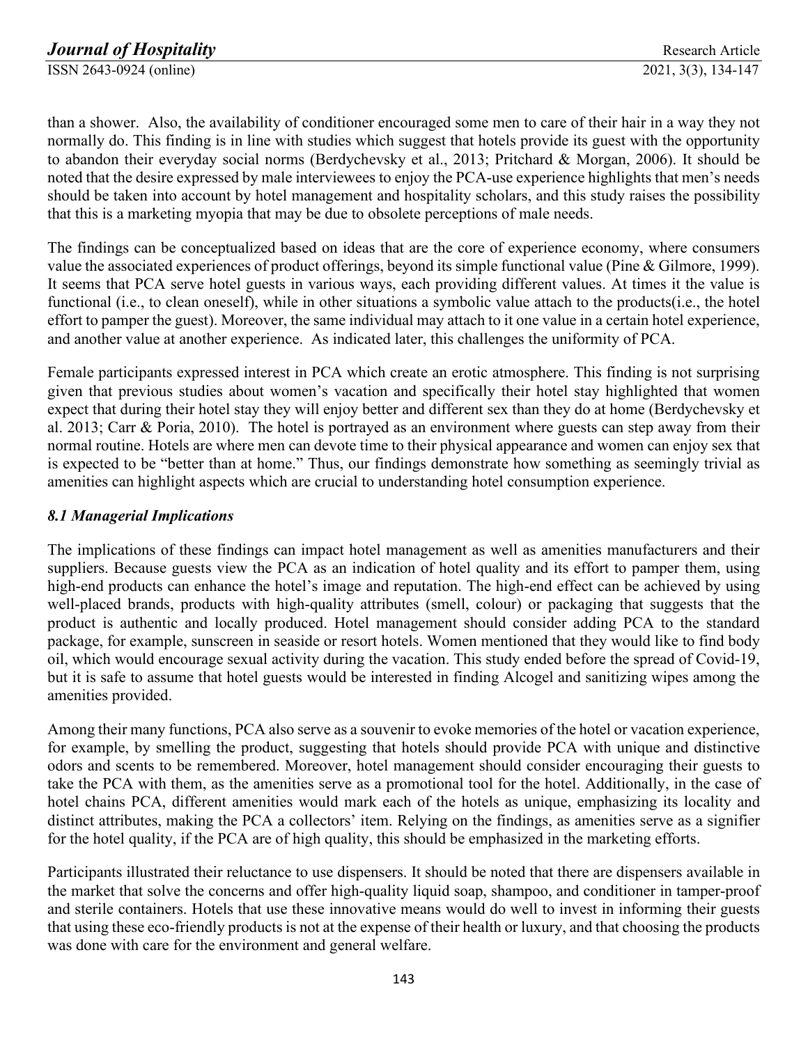than a shower. Also, the availability of conditioner encouraged some men to care of their hair in a way they not normally do. This finding is in line with studies which suggest that hotels provide its guest with the opportunity to abandon their everyday social norms (Berdychevsky et al., 2013; Pritchard & Morgan, 2006). It should be noted that the desire expressed by male interviewees to enjoy the PCA-use experience highlights that men's needs should be taken into account by hotel management and hospitality scholars, and this study raises the possibility that this is a marketing myopia that may be due to obsolete perceptions of male needs.

The findings can be conceptualized based on ideas that are the core of experience economy, where consumers value the associated experiences of product offerings, beyond its simple functional value (Pine & Gilmore, 1999). It seems that PCA serve hotel guests in various ways, each providing different values. At times it the value is functional (i.e., to clean oneself), while in other situations a symbolic value attach to the products(i.e., the hotel effort to pamper the guest). Moreover, the same individual may attach to it one value in a certain hotel experience, and another value at another experience. As indicated later, this challenges the uniformity of PCA.

Female participants expressed interest in PCA which create an erotic atmosphere. This finding is not surprising given that previous studies about women's vacation and specifically their hotel stay highlighted that women expect that during their hotel stay they will enjoy better and different sex than they do at home (Berdychevsky et al. 2013; Carr & Poria, 2010). The hotel is portrayed as an environment where guests can step away from their normal routine. Hotels are where men can devote time to their physical appearance and women can enjoy sex that is expected to be "better than at home." Thus, our findings demonstrate how something as seemingly trivial as amenities can highlight aspects which are crucial to understanding hotel consumption experience.

### *8.1 Managerial Implications*

The implications of these findings can impact hotel management as well as amenities manufacturers and their suppliers. Because guests view the PCA as an indication of hotel quality and its effort to pamper them, using high-end products can enhance the hotel's image and reputation. The high-end effect can be achieved by using well-placed brands, products with high-quality attributes (smell, colour) or packaging that suggests that the product is authentic and locally produced. Hotel management should consider adding PCA to the standard package, for example, sunscreen in seaside or resort hotels. Women mentioned that they would like to find body oil, which would encourage sexual activity during the vacation. This study ended before the spread of Covid-19, but it is safe to assume that hotel guests would be interested in finding Alcogel and sanitizing wipes among the amenities provided.

Among their many functions, PCA also serve as a souvenir to evoke memories of the hotel or vacation experience, for example, by smelling the product, suggesting that hotels should provide PCA with unique and distinctive odors and scents to be remembered. Moreover, hotel management should consider encouraging their guests to take the PCA with them, as the amenities serve as a promotional tool for the hotel. Additionally, in the case of hotel chains PCA, different amenities would mark each of the hotels as unique, emphasizing its locality and distinct attributes, making the PCA a collectors' item. Relying on the findings, as amenities serve as a signifier for the hotel quality, if the PCA are of high quality, this should be emphasized in the marketing efforts.

Participants illustrated their reluctance to use dispensers. It should be noted that there are dispensers available in the market that solve the concerns and offer high-quality liquid soap, shampoo, and conditioner in tamper-proof and sterile containers. Hotels that use these innovative means would do well to invest in informing their guests that using these eco-friendly products is not at the expense of their health or luxury, and that choosing the products was done with care for the environment and general welfare.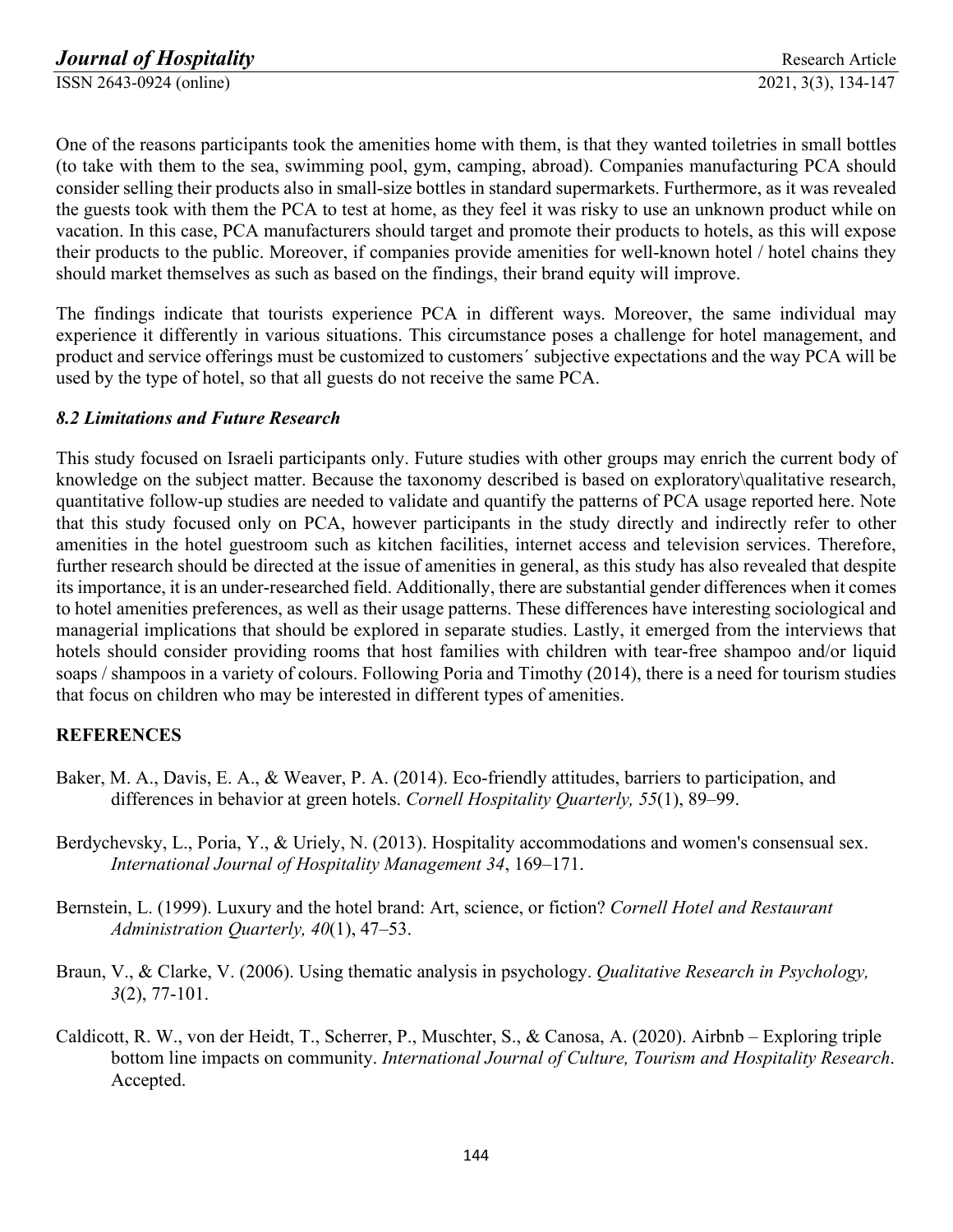One of the reasons participants took the amenities home with them, is that they wanted toiletries in small bottles (to take with them to the sea, swimming pool, gym, camping, abroad). Companies manufacturing PCA should consider selling their products also in small-size bottles in standard supermarkets. Furthermore, as it was revealed the guests took with them the PCA to test at home, as they feel it was risky to use an unknown product while on vacation. In this case, PCA manufacturers should target and promote their products to hotels, as this will expose their products to the public. Moreover, if companies provide amenities for well-known hotel / hotel chains they should market themselves as such as based on the findings, their brand equity will improve.

The findings indicate that tourists experience PCA in different ways. Moreover, the same individual may experience it differently in various situations. This circumstance poses a challenge for hotel management, and product and service offerings must be customized to customers´ subjective expectations and the way PCA will be used by the type of hotel, so that all guests do not receive the same PCA.

### *8.2 Limitations and Future Research*

This study focused on Israeli participants only. Future studies with other groups may enrich the current body of knowledge on the subject matter. Because the taxonomy described is based on exploratory\qualitative research, quantitative follow-up studies are needed to validate and quantify the patterns of PCA usage reported here. Note that this study focused only on PCA, however participants in the study directly and indirectly refer to other amenities in the hotel guestroom such as kitchen facilities, internet access and television services. Therefore, further research should be directed at the issue of amenities in general, as this study has also revealed that despite its importance, it is an under-researched field. Additionally, there are substantial gender differences when it comes to hotel amenities preferences, as well as their usage patterns. These differences have interesting sociological and managerial implications that should be explored in separate studies. Lastly, it emerged from the interviews that hotels should consider providing rooms that host families with children with tear-free shampoo and/or liquid soaps / shampoos in a variety of colours. Following Poria and Timothy (2014), there is a need for tourism studies that focus on children who may be interested in different types of amenities.

## REFERENCES

Baker, M. A., Davis, E. A., & Weaver, P. A. (2014). Eco-friendly attitudes, barriers to participation, and differences in behavior at green hotels. *Cornell Hospitality Quarterly, 55*(1), 89–99.

Berdychevsky, L., Poria, Y., & Uriely, N. (2013). Hospitality accommodations and women's consensual sex. *International Journal of Hospitality Management 34*, 169–171.

Bernstein, L. (1999). Luxury and the hotel brand: Art, science, or fiction? *Cornell Hotel and Restaurant Administration Quarterly, 40*(1), 47–53.

Braun, V., & Clarke, V. (2006). Using thematic analysis in psychology. *Qualitative Research in Psychology, 3*(2), 77-101.

Caldicott, R. W., von der Heidt, T., Scherrer, P., Muschter, S., & Canosa, A. (2020). Airbnb – Exploring triple bottom line impacts on community. *International Journal of Culture, Tourism and Hospitality Research*. Accepted.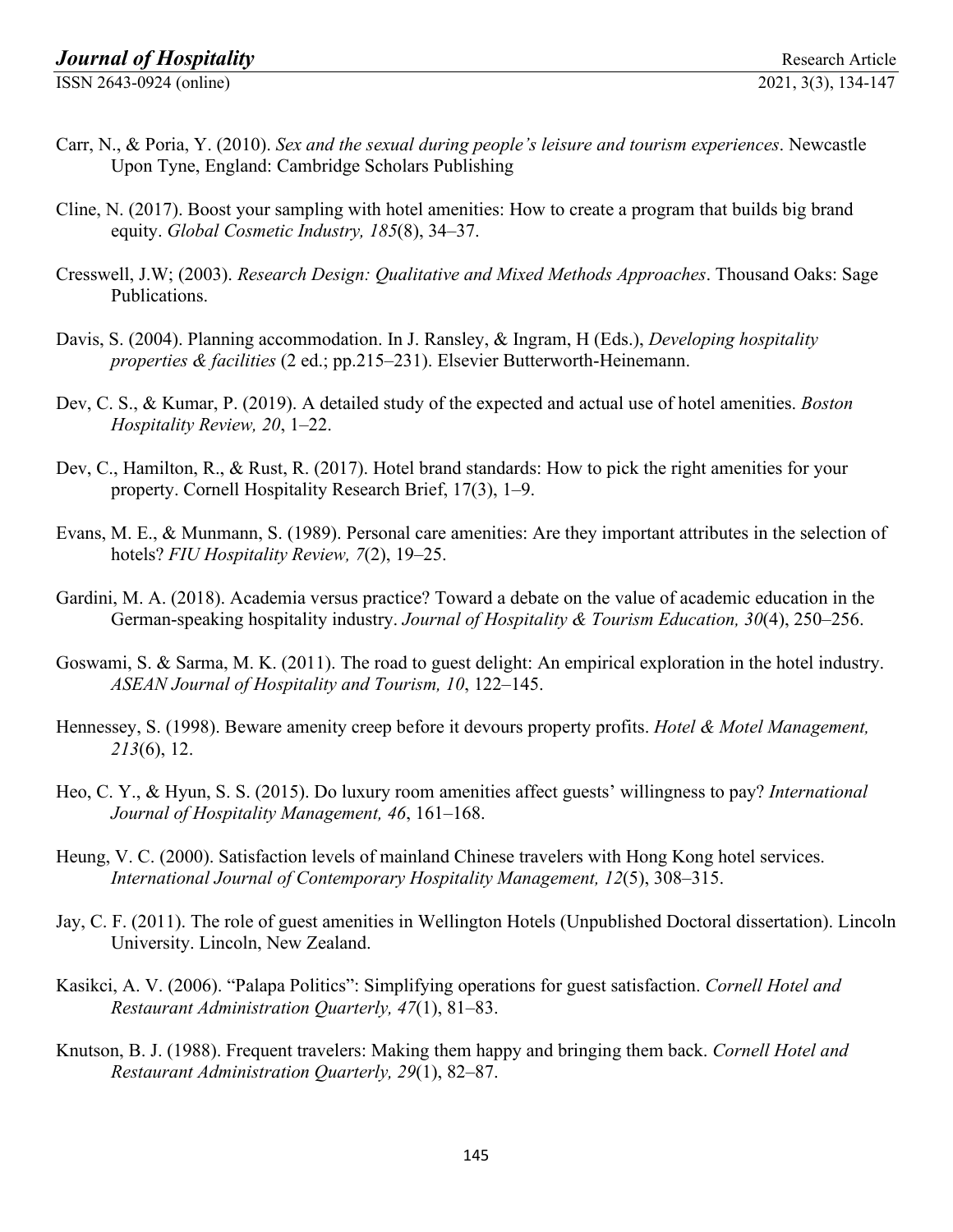Carr, N., & Poria, Y. (2010). *Sex and the sexual during people's leisure and tourism experiences*. Newcastle Upon Tyne, England: Cambridge Scholars Publishing

Cline, N. (2017). Boost your sampling with hotel amenities: How to create a program that builds big brand equity. *Global Cosmetic Industry, 185*(8), 34–37.

Cresswell, J.W; (2003). *Research Design: Qualitative and Mixed Methods Approaches*. Thousand Oaks: Sage Publications.

Davis, S. (2004). Planning accommodation. In J. Ransley, & Ingram, H (Eds.), *Developing hospitality properties & facilities* (2 ed.; pp.215–231). Elsevier Butterworth-Heinemann.

Dev, C. S., & Kumar, P. (2019). A detailed study of the expected and actual use of hotel amenities. *Boston Hospitality Review, 20*, 1–22.

Dev, C., Hamilton, R., & Rust, R. (2017). Hotel brand standards: How to pick the right amenities for your property. Cornell Hospitality Research Brief, 17(3), 1–9.

Evans, M. E., & Munmann, S. (1989). Personal care amenities: Are they important attributes in the selection of hotels? *FIU Hospitality Review, 7*(2), 19–25.

Gardini, M. A. (2018). Academia versus practice? Toward a debate on the value of academic education in the German-speaking hospitality industry. *Journal of Hospitality & Tourism Education, 30*(4), 250–256.

Goswami, S. & Sarma, M. K. (2011). The road to guest delight: An empirical exploration in the hotel industry. *ASEAN Journal of Hospitality and Tourism, 10*, 122–145.

Hennessey, S. (1998). Beware amenity creep before it devours property profits. *Hotel & Motel Management, 213*(6), 12.

Heo, C. Y., & Hyun, S. S. (2015). Do luxury room amenities affect guests' willingness to pay? *International Journal of Hospitality Management, 46*, 161–168.

Heung, V. C. (2000). Satisfaction levels of mainland Chinese travelers with Hong Kong hotel services. *International Journal of Contemporary Hospitality Management, 12*(5), 308–315.

Jay, C. F. (2011). The role of guest amenities in Wellington Hotels (Unpublished Doctoral dissertation). Lincoln University. Lincoln, New Zealand.

Kasikci, A. V. (2006). "Palapa Politics": Simplifying operations for guest satisfaction. *Cornell Hotel and Restaurant Administration Quarterly, 47*(1), 81–83.

Knutson, B. J. (1988). Frequent travelers: Making them happy and bringing them back. *Cornell Hotel and Restaurant Administration Quarterly, 29*(1), 82–87.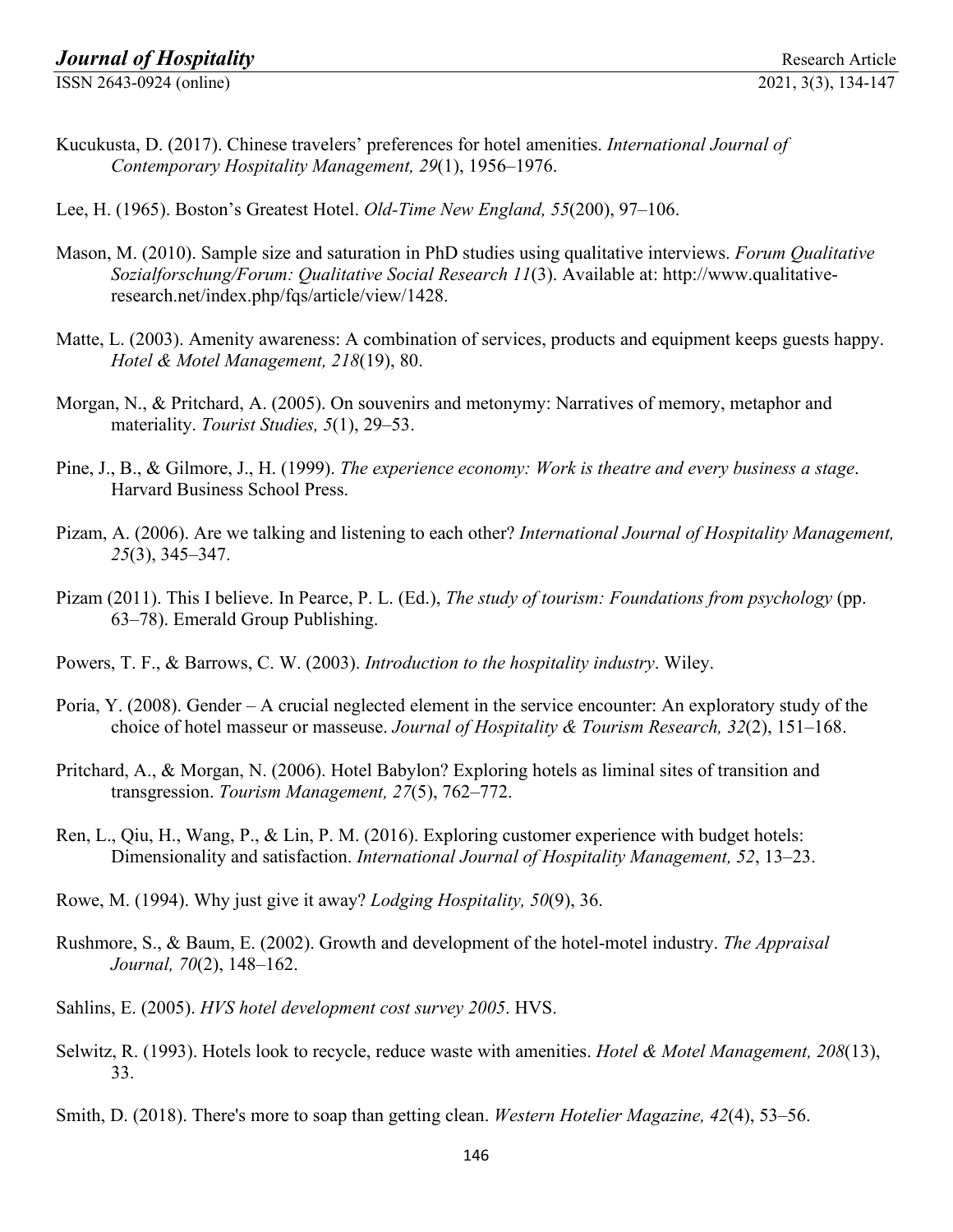Kucukusta, D. (2017). Chinese travelers' preferences for hotel amenities. *International Journal of Contemporary Hospitality Management, 29*(1), 1956–1976.

Lee, H. (1965). Boston's Greatest Hotel. *Old-Time New England, 55*(200), 97–106.

Mason, M. (2010). Sample size and saturation in PhD studies using qualitative interviews. *Forum Qualitative Sozialforschung/Forum: Qualitative Social Research 11*(3). Available at: http://www.qualitative-research.net/index.php/fqs/article/view/1428.

Matte, L. (2003). Amenity awareness: A combination of services, products and equipment keeps guests happy. *Hotel & Motel Management, 218*(19), 80.

Morgan, N., & Pritchard, A. (2005). On souvenirs and metonymy: Narratives of memory, metaphor and materiality. *Tourist Studies, 5*(1), 29–53.

Pine, J., B., & Gilmore, J., H. (1999). *The experience economy: Work is theatre and every business a stage*. Harvard Business School Press.

Pizam, A. (2006). Are we talking and listening to each other? *International Journal of Hospitality Management, 25*(3), 345–347.

Pizam (2011). This I believe. In Pearce, P. L. (Ed.), *The study of tourism: Foundations from psychology* (pp. 63–78). Emerald Group Publishing.

Powers, T. F., & Barrows, C. W. (2003). *Introduction to the hospitality industry*. Wiley.

Poria, Y. (2008). Gender – A crucial neglected element in the service encounter: An exploratory study of the choice of hotel masseur or masseuse. *Journal of Hospitality & Tourism Research, 32*(2), 151–168.

Pritchard, A., & Morgan, N. (2006). Hotel Babylon? Exploring hotels as liminal sites of transition and transgression. *Tourism Management, 27*(5), 762–772.

Ren, L., Qiu, H., Wang, P., & Lin, P. M. (2016). Exploring customer experience with budget hotels: Dimensionality and satisfaction. *International Journal of Hospitality Management, 52*, 13–23.

Rowe, M. (1994). Why just give it away? *Lodging Hospitality, 50*(9), 36.

Rushmore, S., & Baum, E. (2002). Growth and development of the hotel-motel industry. *The Appraisal Journal, 70*(2), 148–162.

Sahlins, E. (2005). *HVS hotel development cost survey 2005*. HVS.

Selwitz, R. (1993). Hotels look to recycle, reduce waste with amenities. *Hotel & Motel Management, 208*(13), 33.

Smith, D. (2018). There's more to soap than getting clean. *Western Hotelier Magazine, 42*(4), 53–56.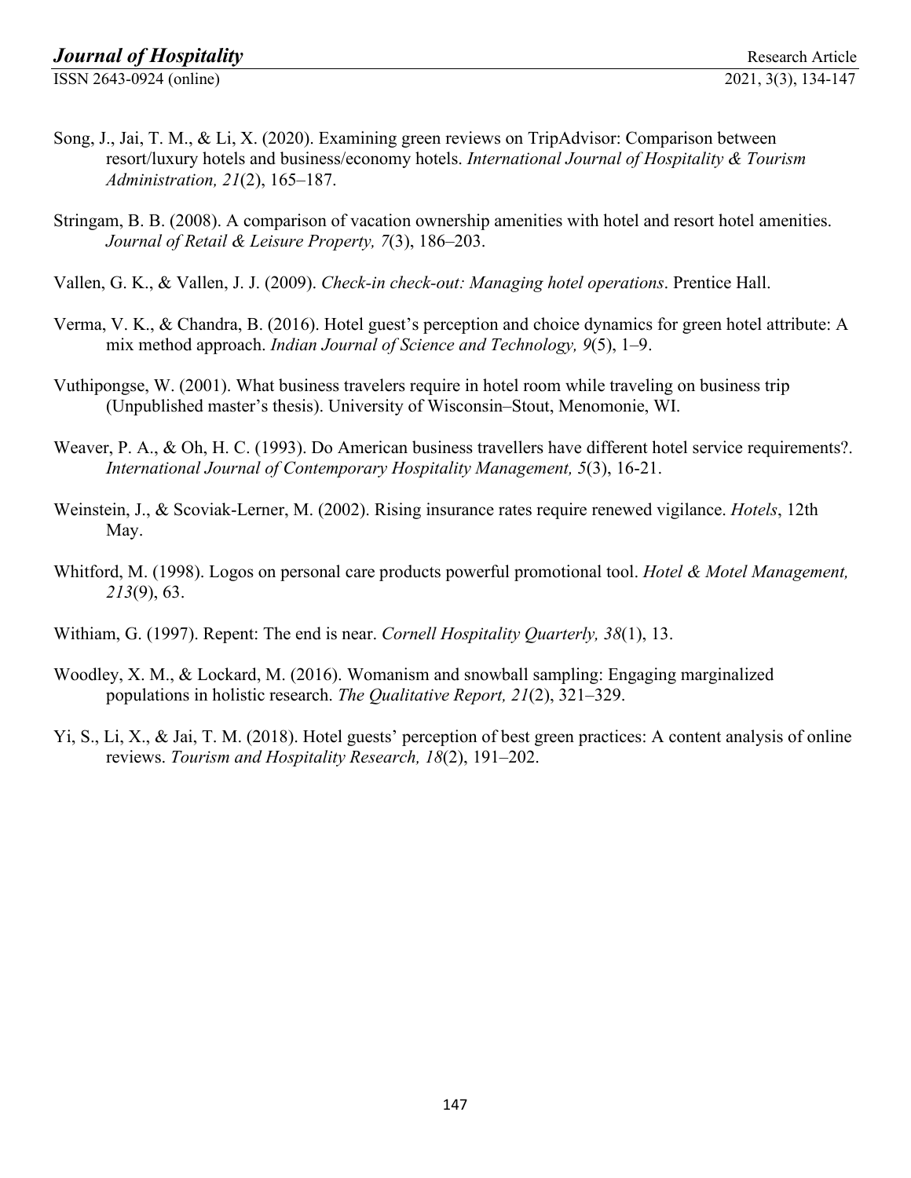Song, J., Jai, T. M., & Li, X. (2020). Examining green reviews on TripAdvisor: Comparison between resort/luxury hotels and business/economy hotels. *International Journal of Hospitality & Tourism Administration, 21*(2), 165–187.

Stringam, B. B. (2008). A comparison of vacation ownership amenities with hotel and resort hotel amenities. *Journal of Retail & Leisure Property, 7*(3), 186–203.

Vallen, G. K., & Vallen, J. J. (2009). *Check-in check-out: Managing hotel operations*. Prentice Hall.

Verma, V. K., & Chandra, B. (2016). Hotel guest's perception and choice dynamics for green hotel attribute: A mix method approach. *Indian Journal of Science and Technology, 9*(5), 1–9.

Vuthipongse, W. (2001). What business travelers require in hotel room while traveling on business trip (Unpublished master's thesis). University of Wisconsin–Stout, Menomonie, WI.

Weaver, P. A., & Oh, H. C. (1993). Do American business travellers have different hotel service requirements?. *International Journal of Contemporary Hospitality Management, 5*(3), 16-21.

Weinstein, J., & Scoviak-Lerner, M. (2002). Rising insurance rates require renewed vigilance. *Hotels*, 12th May.

Whitford, M. (1998). Logos on personal care products powerful promotional tool. *Hotel & Motel Management, 213*(9), 63.

Withiam, G. (1997). Repent: The end is near. *Cornell Hospitality Quarterly, 38*(1), 13.

Woodley, X. M., & Lockard, M. (2016). Womanism and snowball sampling: Engaging marginalized populations in holistic research. *The Qualitative Report, 21*(2), 321–329.

Yi, S., Li, X., & Jai, T. M. (2018). Hotel guests' perception of best green practices: A content analysis of online reviews. *Tourism and Hospitality Research, 18*(2), 191–202.